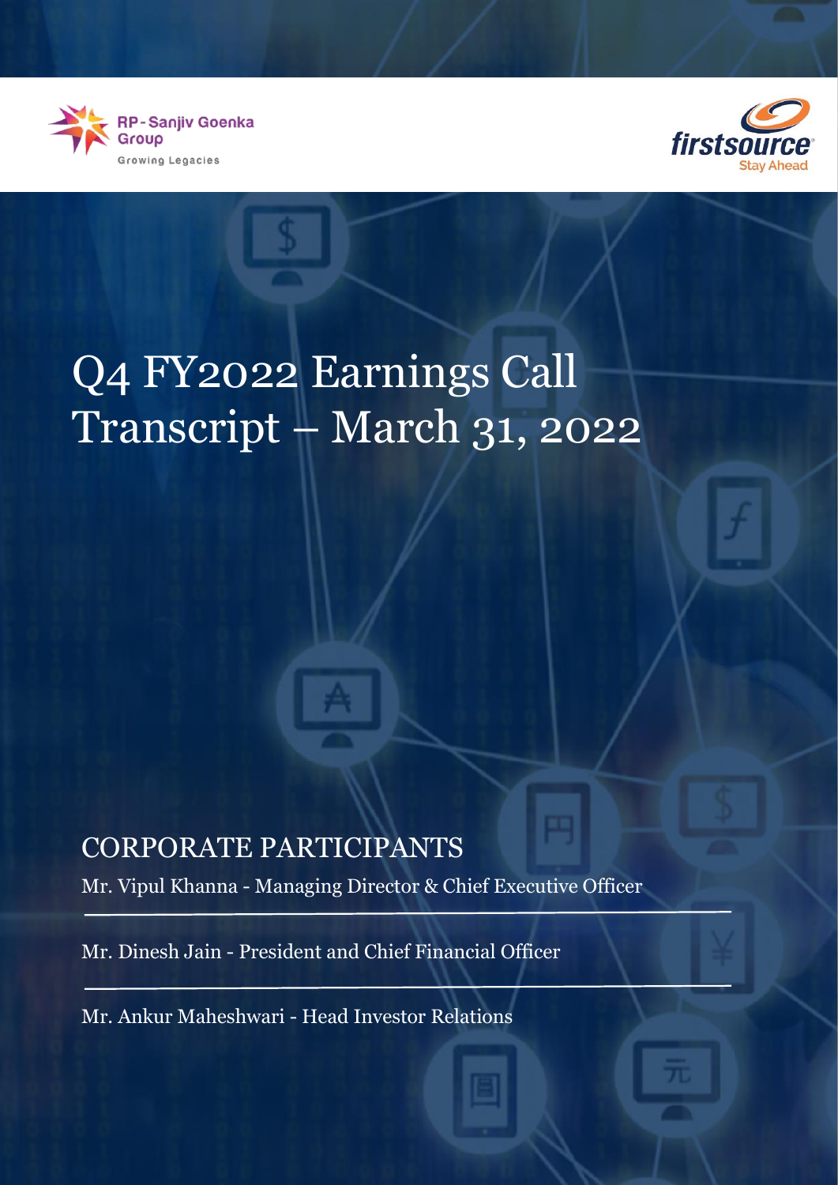RP - Sanjiv Goenka Group

Growing Legacies

firstsource

Stay Ahead

# Q4 FY2022 Earnings Call Transcript – March 31, 2022

## CORPORATE PARTICIPANTS

Mr. Vipul Khanna - Managing Director & Chief Executive Officer

Mr. Dinesh Jain - President and Chief Financial Officer

Mr. Ankur Maheshwari - Head Investor Relations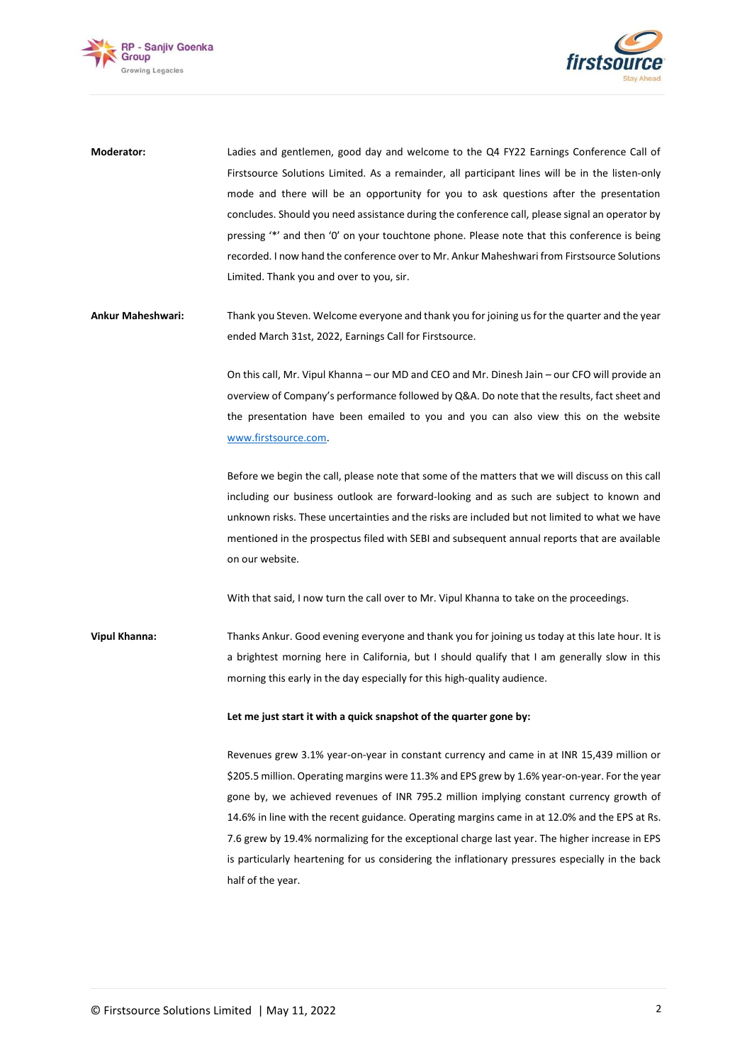**Moderator:** Ladies and gentlemen, good day and welcome to the Q4 FY22 Earnings Conference Call of Firstsource Solutions Limited. As a remainder, all participant lines will be in the listen-only mode and there will be an opportunity for you to ask questions after the presentation concludes. Should you need assistance during the conference call, please signal an operator by pressing '*' and then '0' on your touchtone phone. Please note that this conference is being recorded. I now hand the conference over to Mr. Ankur Maheshwari from Firstsource Solutions Limited. Thank you and over to you, sir.

**Ankur Maheshwari:** Thank you Steven. Welcome everyone and thank you for joining us for the quarter and the year ended March 31st, 2022, Earnings Call for Firstsource.

On this call, Mr. Vipul Khanna – our MD and CEO and Mr. Dinesh Jain – our CFO will provide an overview of Company's performance followed by Q&A. Do note that the results, fact sheet and the presentation have been emailed to you and you can also view this on the website www.firstsource.com.

Before we begin the call, please note that some of the matters that we will discuss on this call including our business outlook are forward-looking and as such are subject to known and unknown risks. These uncertainties and the risks are included but not limited to what we have mentioned in the prospectus filed with SEBI and subsequent annual reports that are available on our website.

With that said, I now turn the call over to Mr. Vipul Khanna to take on the proceedings.

**Vipul Khanna:** Thanks Ankur. Good evening everyone and thank you for joining us today at this late hour. It is a brightest morning here in California, but I should qualify that I am generally slow in this morning this early in the day especially for this high-quality audience.

**Let me just start it with a quick snapshot of the quarter gone by:**

Revenues grew 3.1% year-on-year in constant currency and came in at INR 15,439 million or $205.5 million. Operating margins were 11.3% and EPS grew by 1.6% year-on-year. For the year gone by, we achieved revenues of INR 795.2 million implying constant currency growth of 14.6% in line with the recent guidance. Operating margins came in at 12.0% and the EPS at Rs. 7.6 grew by 19.4% normalizing for the exceptional charge last year. The higher increase in EPS is particularly heartening for us considering the inflationary pressures especially in the back half of the year.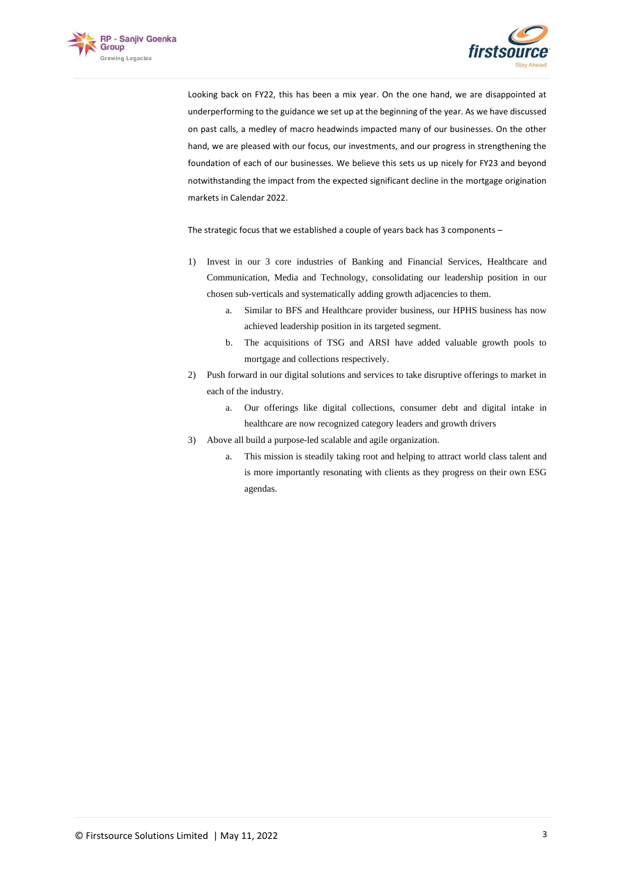Looking back on FY22, this has been a mix year. On the one hand, we are disappointed at underperforming to the guidance we set up at the beginning of the year. As we have discussed on past calls, a medley of macro headwinds impacted many of our businesses. On the other hand, we are pleased with our focus, our investments, and our progress in strengthening the foundation of each of our businesses. We believe this sets us up nicely for FY23 and beyond notwithstanding the impact from the expected significant decline in the mortgage origination markets in Calendar 2022.

The strategic focus that we established a couple of years back has 3 components –

1) Invest in our 3 core industries of Banking and Financial Services, Healthcare and Communication, Media and Technology, consolidating our leadership position in our chosen sub-verticals and systematically adding growth adjacencies to them.
    a. Similar to BFS and Healthcare provider business, our HPHS business has now achieved leadership position in its targeted segment.
    b. The acquisitions of TSG and ARSI have added valuable growth pools to mortgage and collections respectively.
2) Push forward in our digital solutions and services to take disruptive offerings to market in each of the industry.
    a. Our offerings like digital collections, consumer debt and digital intake in healthcare are now recognized category leaders and growth drivers
3) Above all build a purpose-led scalable and agile organization.
    a. This mission is steadily taking root and helping to attract world class talent and is more importantly resonating with clients as they progress on their own ESG agendas.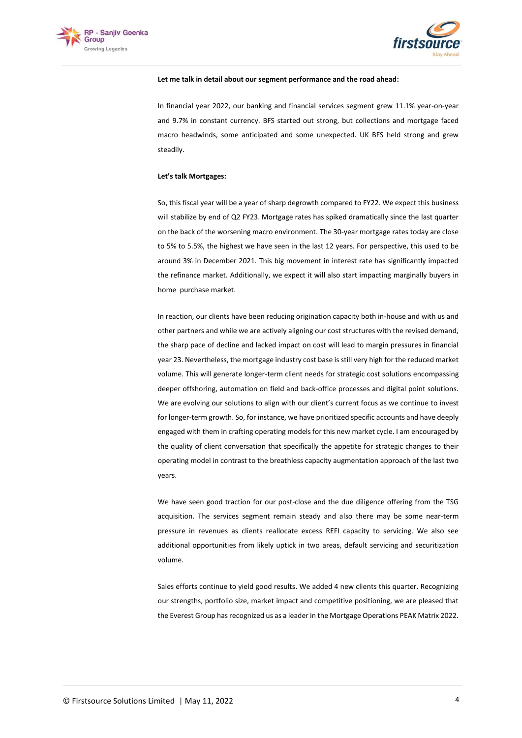**Let me talk in detail about our segment performance and the road ahead:**

In financial year 2022, our banking and financial services segment grew 11.1% year-on-year and 9.7% in constant currency. BFS started out strong, but collections and mortgage faced macro headwinds, some anticipated and some unexpected. UK BFS held strong and grew steadily.

**Let's talk Mortgages:**

So, this fiscal year will be a year of sharp degrowth compared to FY22. We expect this business will stabilize by end of Q2 FY23. Mortgage rates has spiked dramatically since the last quarter on the back of the worsening macro environment. The 30-year mortgage rates today are close to 5% to 5.5%, the highest we have seen in the last 12 years. For perspective, this used to be around 3% in December 2021. This big movement in interest rate has significantly impacted the refinance market. Additionally, we expect it will also start impacting marginally buyers in home purchase market.

In reaction, our clients have been reducing origination capacity both in-house and with us and other partners and while we are actively aligning our cost structures with the revised demand, the sharp pace of decline and lacked impact on cost will lead to margin pressures in financial year 23. Nevertheless, the mortgage industry cost base is still very high for the reduced market volume. This will generate longer-term client needs for strategic cost solutions encompassing deeper offshoring, automation on field and back-office processes and digital point solutions. We are evolving our solutions to align with our client's current focus as we continue to invest for longer-term growth. So, for instance, we have prioritized specific accounts and have deeply engaged with them in crafting operating models for this new market cycle. I am encouraged by the quality of client conversation that specifically the appetite for strategic changes to their operating model in contrast to the breathless capacity augmentation approach of the last two years.

We have seen good traction for our post-close and the due diligence offering from the TSG acquisition. The services segment remain steady and also there may be some near-term pressure in revenues as clients reallocate excess REFI capacity to servicing. We also see additional opportunities from likely uptick in two areas, default servicing and securitization volume.

Sales efforts continue to yield good results. We added 4 new clients this quarter. Recognizing our strengths, portfolio size, market impact and competitive positioning, we are pleased that the Everest Group has recognized us as a leader in the Mortgage Operations PEAK Matrix 2022.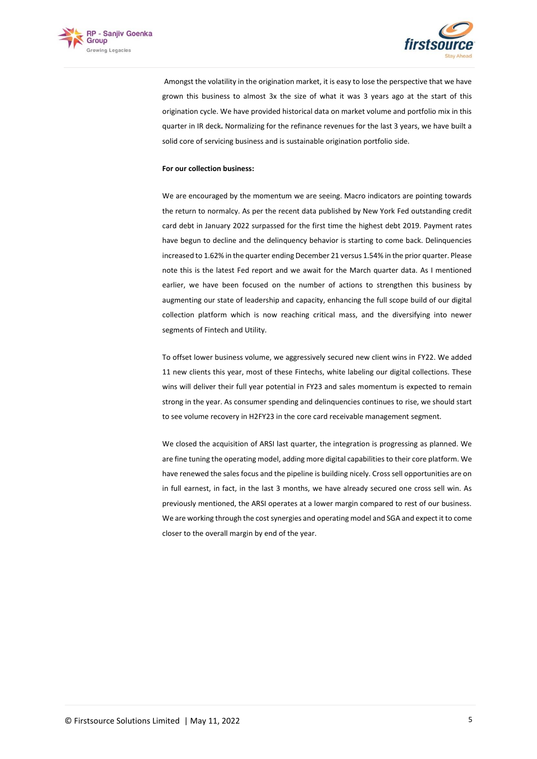Amongst the volatility in the origination market, it is easy to lose the perspective that we have grown this business to almost 3x the size of what it was 3 years ago at the start of this origination cycle. We have provided historical data on market volume and portfolio mix in this quarter in IR deck**.** Normalizing for the refinance revenues for the last 3 years, we have built a solid core of servicing business and is sustainable origination portfolio side.

**For our collection business:**

We are encouraged by the momentum we are seeing. Macro indicators are pointing towards the return to normalcy. As per the recent data published by New York Fed outstanding credit card debt in January 2022 surpassed for the first time the highest debt 2019. Payment rates have begun to decline and the delinquency behavior is starting to come back. Delinquencies increased to 1.62% in the quarter ending December 21 versus 1.54% in the prior quarter. Please note this is the latest Fed report and we await for the March quarter data. As I mentioned earlier, we have been focused on the number of actions to strengthen this business by augmenting our state of leadership and capacity, enhancing the full scope build of our digital collection platform which is now reaching critical mass, and the diversifying into newer segments of Fintech and Utility.

To offset lower business volume, we aggressively secured new client wins in FY22. We added 11 new clients this year, most of these Fintechs, white labeling our digital collections. These wins will deliver their full year potential in FY23 and sales momentum is expected to remain strong in the year. As consumer spending and delinquencies continues to rise, we should start to see volume recovery in H2FY23 in the core card receivable management segment.

We closed the acquisition of ARSI last quarter, the integration is progressing as planned. We are fine tuning the operating model, adding more digital capabilities to their core platform. We have renewed the sales focus and the pipeline is building nicely. Cross sell opportunities are on in full earnest, in fact, in the last 3 months, we have already secured one cross sell win. As previously mentioned, the ARSI operates at a lower margin compared to rest of our business. We are working through the cost synergies and operating model and SGA and expect it to come closer to the overall margin by end of the year.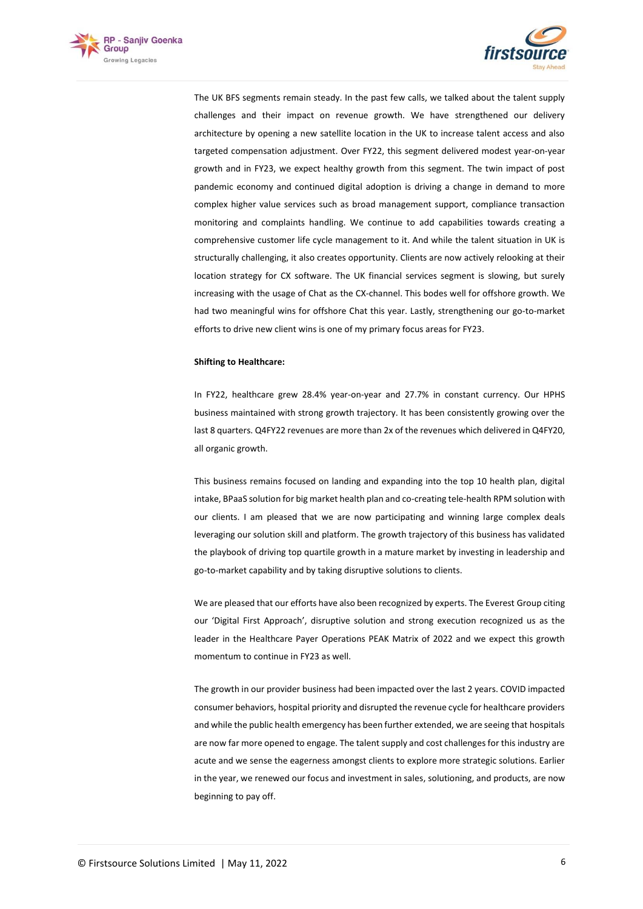The UK BFS segments remain steady. In the past few calls, we talked about the talent supply challenges and their impact on revenue growth. We have strengthened our delivery architecture by opening a new satellite location in the UK to increase talent access and also targeted compensation adjustment. Over FY22, this segment delivered modest year-on-year growth and in FY23, we expect healthy growth from this segment. The twin impact of post pandemic economy and continued digital adoption is driving a change in demand to more complex higher value services such as broad management support, compliance transaction monitoring and complaints handling. We continue to add capabilities towards creating a comprehensive customer life cycle management to it. And while the talent situation in UK is structurally challenging, it also creates opportunity. Clients are now actively relooking at their location strategy for CX software. The UK financial services segment is slowing, but surely increasing with the usage of Chat as the CX-channel. This bodes well for offshore growth. We had two meaningful wins for offshore Chat this year. Lastly, strengthening our go-to-market efforts to drive new client wins is one of my primary focus areas for FY23.

**Shifting to Healthcare:**

In FY22, healthcare grew 28.4% year-on-year and 27.7% in constant currency. Our HPHS business maintained with strong growth trajectory. It has been consistently growing over the last 8 quarters. Q4FY22 revenues are more than 2x of the revenues which delivered in Q4FY20, all organic growth.

This business remains focused on landing and expanding into the top 10 health plan, digital intake, BPaaS solution for big market health plan and co-creating tele-health RPM solution with our clients. I am pleased that we are now participating and winning large complex deals leveraging our solution skill and platform. The growth trajectory of this business has validated the playbook of driving top quartile growth in a mature market by investing in leadership and go-to-market capability and by taking disruptive solutions to clients.

We are pleased that our efforts have also been recognized by experts. The Everest Group citing our 'Digital First Approach', disruptive solution and strong execution recognized us as the leader in the Healthcare Payer Operations PEAK Matrix of 2022 and we expect this growth momentum to continue in FY23 as well.

The growth in our provider business had been impacted over the last 2 years. COVID impacted consumer behaviors, hospital priority and disrupted the revenue cycle for healthcare providers and while the public health emergency has been further extended, we are seeing that hospitals are now far more opened to engage. The talent supply and cost challenges for this industry are acute and we sense the eagerness amongst clients to explore more strategic solutions. Earlier in the year, we renewed our focus and investment in sales, solutioning, and products, are now beginning to pay off.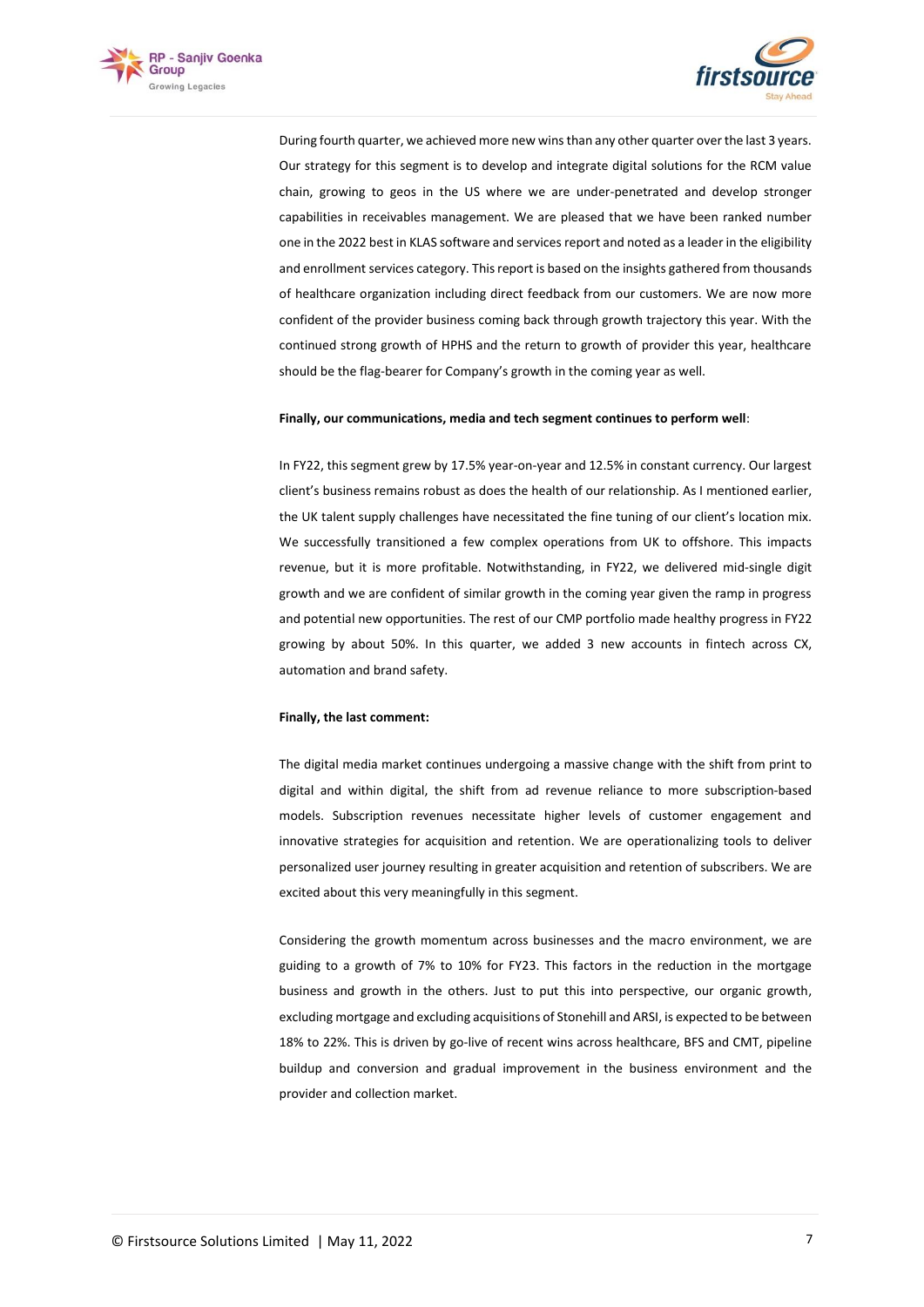During fourth quarter, we achieved more new wins than any other quarter over the last 3 years. Our strategy for this segment is to develop and integrate digital solutions for the RCM value chain, growing to geos in the US where we are under-penetrated and develop stronger capabilities in receivables management. We are pleased that we have been ranked number one in the 2022 best in KLAS software and services report and noted as a leader in the eligibility and enrollment services category. This report is based on the insights gathered from thousands of healthcare organization including direct feedback from our customers. We are now more confident of the provider business coming back through growth trajectory this year. With the continued strong growth of HPHS and the return to growth of provider this year, healthcare should be the flag-bearer for Company's growth in the coming year as well.

**Finally, our communications, media and tech segment continues to perform well**:

In FY22, this segment grew by 17.5% year-on-year and 12.5% in constant currency. Our largest client's business remains robust as does the health of our relationship. As I mentioned earlier, the UK talent supply challenges have necessitated the fine tuning of our client's location mix. We successfully transitioned a few complex operations from UK to offshore. This impacts revenue, but it is more profitable. Notwithstanding, in FY22, we delivered mid-single digit growth and we are confident of similar growth in the coming year given the ramp in progress and potential new opportunities. The rest of our CMP portfolio made healthy progress in FY22 growing by about 50%. In this quarter, we added 3 new accounts in fintech across CX, automation and brand safety.

**Finally, the last comment:**

The digital media market continues undergoing a massive change with the shift from print to digital and within digital, the shift from ad revenue reliance to more subscription-based models. Subscription revenues necessitate higher levels of customer engagement and innovative strategies for acquisition and retention. We are operationalizing tools to deliver personalized user journey resulting in greater acquisition and retention of subscribers. We are excited about this very meaningfully in this segment.

Considering the growth momentum across businesses and the macro environment, we are guiding to a growth of 7% to 10% for FY23. This factors in the reduction in the mortgage business and growth in the others. Just to put this into perspective, our organic growth, excluding mortgage and excluding acquisitions of Stonehill and ARSI, is expected to be between 18% to 22%. This is driven by go-live of recent wins across healthcare, BFS and CMT, pipeline buildup and conversion and gradual improvement in the business environment and the provider and collection market.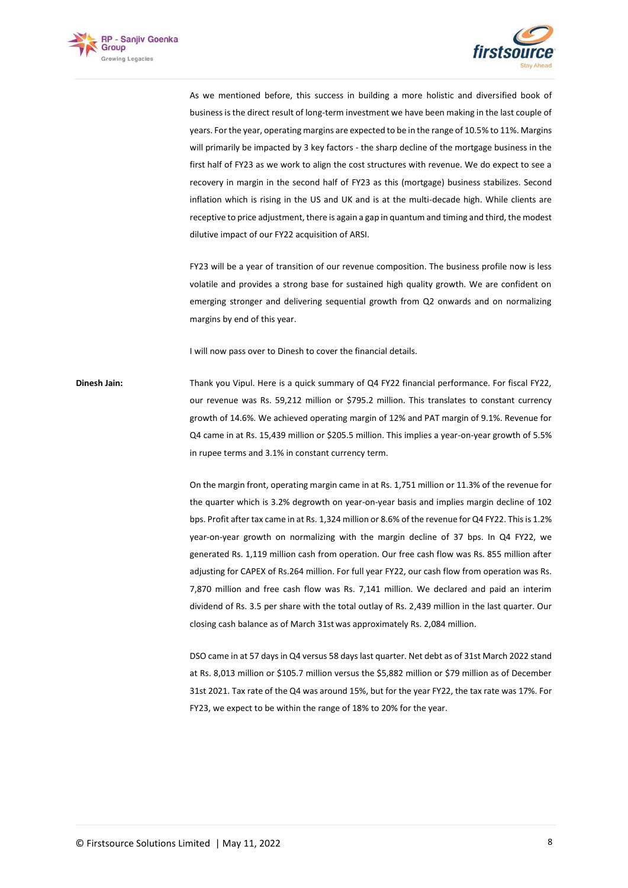As we mentioned before, this success in building a more holistic and diversified book of business is the direct result of long-term investment we have been making in the last couple of years. For the year, operating margins are expected to be in the range of 10.5% to 11%. Margins will primarily be impacted by 3 key factors - the sharp decline of the mortgage business in the first half of FY23 as we work to align the cost structures with revenue. We do expect to see a recovery in margin in the second half of FY23 as this (mortgage) business stabilizes. Second inflation which is rising in the US and UK and is at the multi-decade high. While clients are receptive to price adjustment, there is again a gap in quantum and timing and third, the modest dilutive impact of our FY22 acquisition of ARSI.

FY23 will be a year of transition of our revenue composition. The business profile now is less volatile and provides a strong base for sustained high quality growth. We are confident on emerging stronger and delivering sequential growth from Q2 onwards and on normalizing margins by end of this year.

I will now pass over to Dinesh to cover the financial details.

**Dinesh Jain:** Thank you Vipul. Here is a quick summary of Q4 FY22 financial performance. For fiscal FY22, our revenue was Rs. 59,212 million or $795.2 million. This translates to constant currency growth of 14.6%. We achieved operating margin of 12% and PAT margin of 9.1%. Revenue for Q4 came in at Rs. 15,439 million or $205.5 million. This implies a year-on-year growth of 5.5% in rupee terms and 3.1% in constant currency term.

On the margin front, operating margin came in at Rs. 1,751 million or 11.3% of the revenue for the quarter which is 3.2% degrowth on year-on-year basis and implies margin decline of 102 bps. Profit after tax came in at Rs. 1,324 million or 8.6% of the revenue for Q4 FY22. This is 1.2% year-on-year growth on normalizing with the margin decline of 37 bps. In Q4 FY22, we generated Rs. 1,119 million cash from operation. Our free cash flow was Rs. 855 million after adjusting for CAPEX of Rs.264 million. For full year FY22, our cash flow from operation was Rs. 7,870 million and free cash flow was Rs. 7,141 million. We declared and paid an interim dividend of Rs. 3.5 per share with the total outlay of Rs. 2,439 million in the last quarter. Our closing cash balance as of March 31st was approximately Rs. 2,084 million.

DSO came in at 57 days in Q4 versus 58 days last quarter. Net debt as of 31st March 2022 stand at Rs. 8,013 million or $105.7 million versus the $5,882 million or $79 million as of December 31st 2021. Tax rate of the Q4 was around 15%, but for the year FY22, the tax rate was 17%. For FY23, we expect to be within the range of 18% to 20% for the year.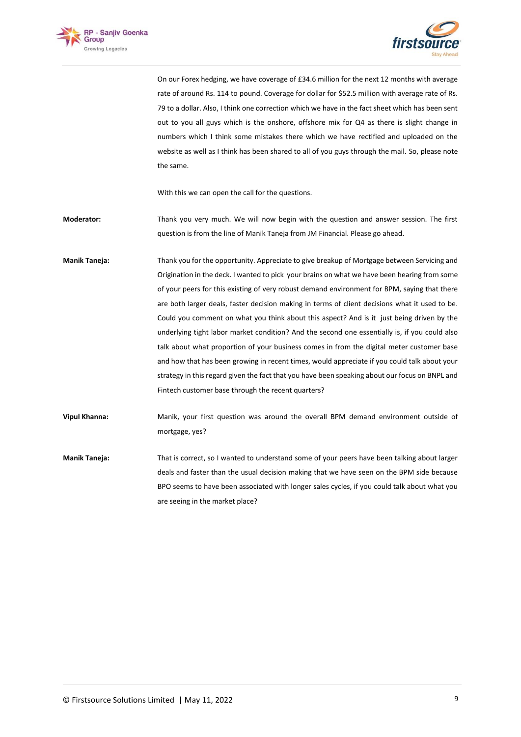On our Forex hedging, we have coverage of £34.6 million for the next 12 months with average rate of around Rs. 114 to pound. Coverage for dollar for $52.5 million with average rate of Rs. 79 to a dollar. Also, I think one correction which we have in the fact sheet which has been sent out to you all guys which is the onshore, offshore mix for Q4 as there is slight change in numbers which I think some mistakes there which we have rectified and uploaded on the website as well as I think has been shared to all of you guys through the mail. So, please note the same.

With this we can open the call for the questions.

**Moderator:** Thank you very much. We will now begin with the question and answer session. The first question is from the line of Manik Taneja from JM Financial. Please go ahead.

**Manik Taneja:** Thank you for the opportunity. Appreciate to give breakup of Mortgage between Servicing and Origination in the deck. I wanted to pick your brains on what we have been hearing from some of your peers for this existing of very robust demand environment for BPM, saying that there are both larger deals, faster decision making in terms of client decisions what it used to be. Could you comment on what you think about this aspect? And is it just being driven by the underlying tight labor market condition? And the second one essentially is, if you could also talk about what proportion of your business comes in from the digital meter customer base and how that has been growing in recent times, would appreciate if you could talk about your strategy in this regard given the fact that you have been speaking about our focus on BNPL and Fintech customer base through the recent quarters?

**Vipul Khanna:** Manik, your first question was around the overall BPM demand environment outside of mortgage, yes?

**Manik Taneja:** That is correct, so I wanted to understand some of your peers have been talking about larger deals and faster than the usual decision making that we have seen on the BPM side because BPO seems to have been associated with longer sales cycles, if you could talk about what you are seeing in the market place?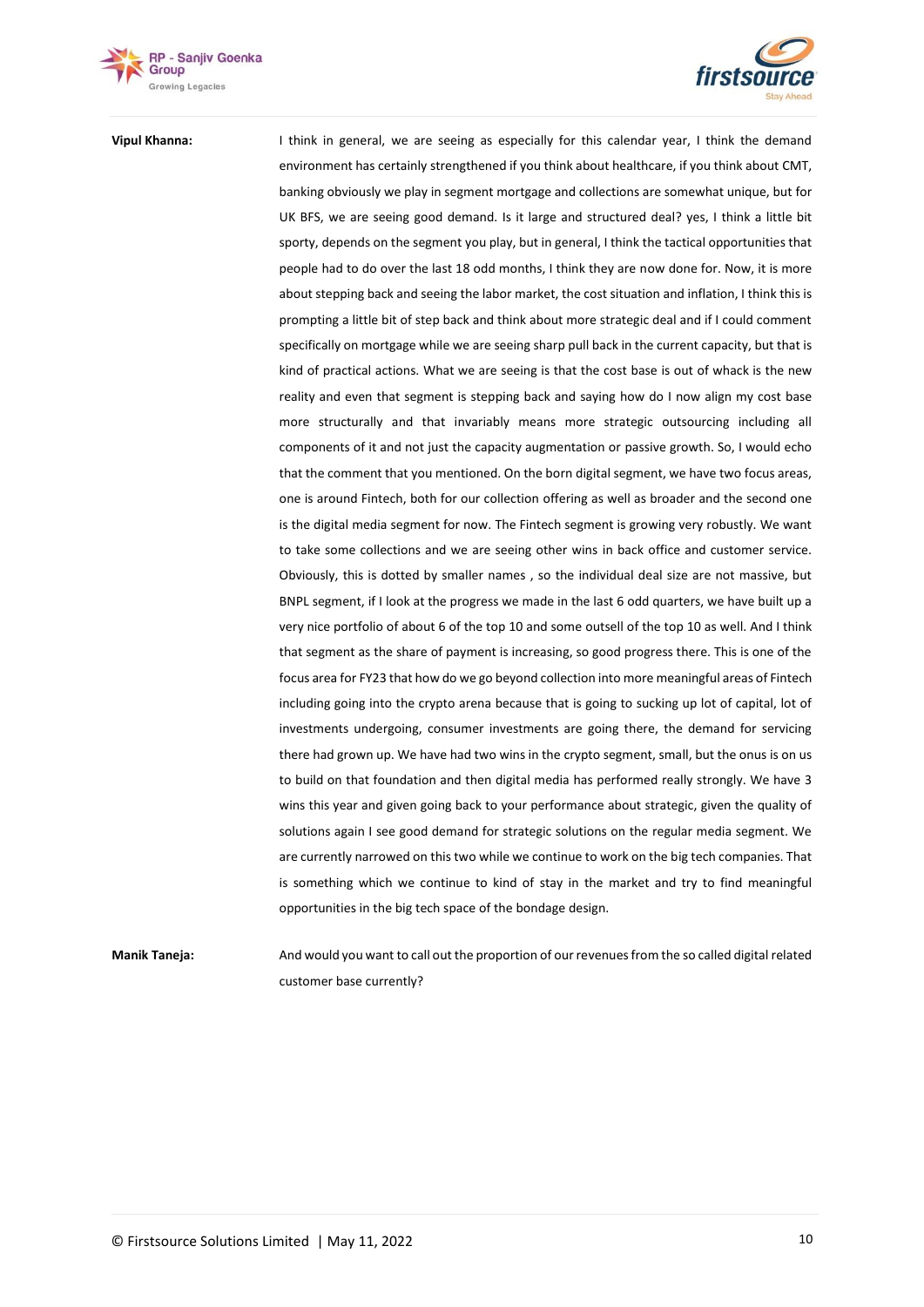**Vipul Khanna:** I think in general, we are seeing as especially for this calendar year, I think the demand environment has certainly strengthened if you think about healthcare, if you think about CMT, banking obviously we play in segment mortgage and collections are somewhat unique, but for UK BFS, we are seeing good demand. Is it large and structured deal? yes, I think a little bit sporty, depends on the segment you play, but in general, I think the tactical opportunities that people had to do over the last 18 odd months, I think they are now done for. Now, it is more about stepping back and seeing the labor market, the cost situation and inflation, I think this is prompting a little bit of step back and think about more strategic deal and if I could comment specifically on mortgage while we are seeing sharp pull back in the current capacity, but that is kind of practical actions. What we are seeing is that the cost base is out of whack is the new reality and even that segment is stepping back and saying how do I now align my cost base more structurally and that invariably means more strategic outsourcing including all components of it and not just the capacity augmentation or passive growth. So, I would echo that the comment that you mentioned. On the born digital segment, we have two focus areas, one is around Fintech, both for our collection offering as well as broader and the second one is the digital media segment for now. The Fintech segment is growing very robustly. We want to take some collections and we are seeing other wins in back office and customer service. Obviously, this is dotted by smaller names , so the individual deal size are not massive, but BNPL segment, if I look at the progress we made in the last 6 odd quarters, we have built up a very nice portfolio of about 6 of the top 10 and some outsell of the top 10 as well. And I think that segment as the share of payment is increasing, so good progress there. This is one of the focus area for FY23 that how do we go beyond collection into more meaningful areas of Fintech including going into the crypto arena because that is going to sucking up lot of capital, lot of investments undergoing, consumer investments are going there, the demand for servicing there had grown up. We have had two wins in the crypto segment, small, but the onus is on us to build on that foundation and then digital media has performed really strongly. We have 3 wins this year and given going back to your performance about strategic, given the quality of solutions again I see good demand for strategic solutions on the regular media segment. We are currently narrowed on this two while we continue to work on the big tech companies. That is something which we continue to kind of stay in the market and try to find meaningful opportunities in the big tech space of the bondage design.

**Manik Taneja:** And would you want to call out the proportion of our revenues from the so called digital related customer base currently?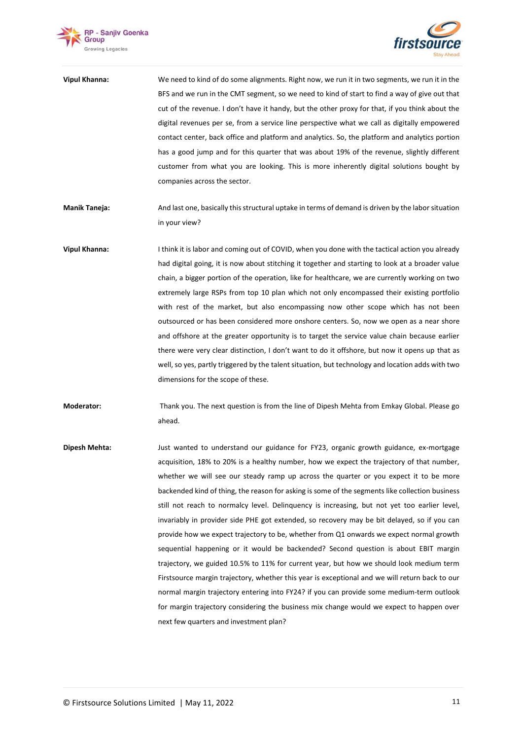**Vipul Khanna:** We need to kind of do some alignments. Right now, we run it in two segments, we run it in the BFS and we run in the CMT segment, so we need to kind of start to find a way of give out that cut of the revenue. I don't have it handy, but the other proxy for that, if you think about the digital revenues per se, from a service line perspective what we call as digitally empowered contact center, back office and platform and analytics. So, the platform and analytics portion has a good jump and for this quarter that was about 19% of the revenue, slightly different customer from what you are looking. This is more inherently digital solutions bought by companies across the sector.

**Manik Taneja:** And last one, basically this structural uptake in terms of demand is driven by the labor situation in your view?

**Vipul Khanna:** I think it is labor and coming out of COVID, when you done with the tactical action you already had digital going, it is now about stitching it together and starting to look at a broader value chain, a bigger portion of the operation, like for healthcare, we are currently working on two extremely large RSPs from top 10 plan which not only encompassed their existing portfolio with rest of the market, but also encompassing now other scope which has not been outsourced or has been considered more onshore centers. So, now we open as a near shore and offshore at the greater opportunity is to target the service value chain because earlier there were very clear distinction, I don't want to do it offshore, but now it opens up that as well, so yes, partly triggered by the talent situation, but technology and location adds with two dimensions for the scope of these.

**Moderator:** Thank you. The next question is from the line of Dipesh Mehta from Emkay Global. Please go ahead.

**Dipesh Mehta:** Just wanted to understand our guidance for FY23, organic growth guidance, ex-mortgage acquisition, 18% to 20% is a healthy number, how we expect the trajectory of that number, whether we will see our steady ramp up across the quarter or you expect it to be more backended kind of thing, the reason for asking is some of the segments like collection business still not reach to normalcy level. Delinquency is increasing, but not yet too earlier level, invariably in provider side PHE got extended, so recovery may be bit delayed, so if you can provide how we expect trajectory to be, whether from Q1 onwards we expect normal growth sequential happening or it would be backended? Second question is about EBIT margin trajectory, we guided 10.5% to 11% for current year, but how we should look medium term Firstsource margin trajectory, whether this year is exceptional and we will return back to our normal margin trajectory entering into FY24? if you can provide some medium-term outlook for margin trajectory considering the business mix change would we expect to happen over next few quarters and investment plan?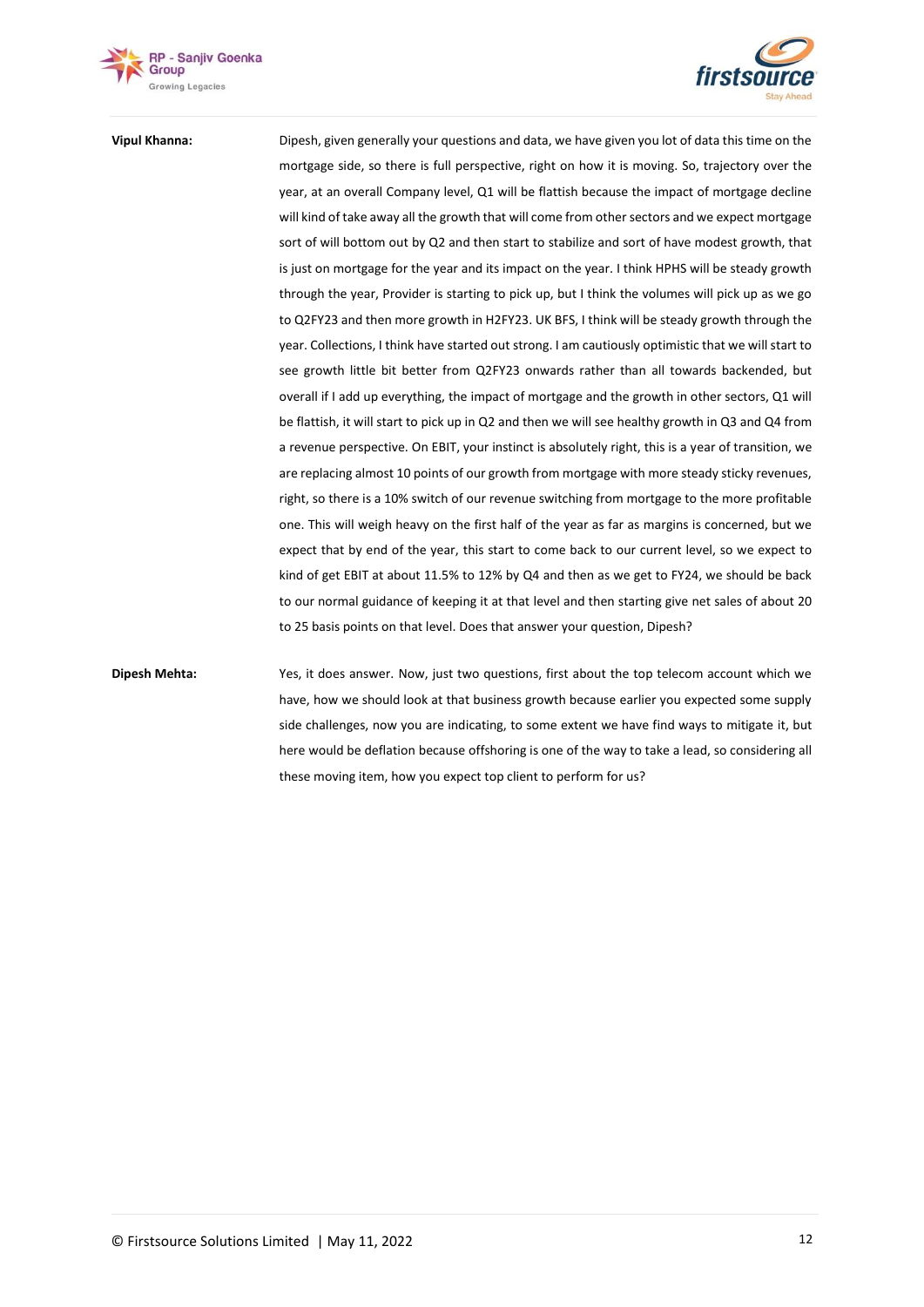**Vipul Khanna:** Dipesh, given generally your questions and data, we have given you lot of data this time on the mortgage side, so there is full perspective, right on how it is moving. So, trajectory over the year, at an overall Company level, Q1 will be flattish because the impact of mortgage decline will kind of take away all the growth that will come from other sectors and we expect mortgage sort of will bottom out by Q2 and then start to stabilize and sort of have modest growth, that is just on mortgage for the year and its impact on the year. I think HPHS will be steady growth through the year, Provider is starting to pick up, but I think the volumes will pick up as we go to Q2FY23 and then more growth in H2FY23. UK BFS, I think will be steady growth through the year. Collections, I think have started out strong. I am cautiously optimistic that we will start to see growth little bit better from Q2FY23 onwards rather than all towards backended, but overall if I add up everything, the impact of mortgage and the growth in other sectors, Q1 will be flattish, it will start to pick up in Q2 and then we will see healthy growth in Q3 and Q4 from a revenue perspective. On EBIT, your instinct is absolutely right, this is a year of transition, we are replacing almost 10 points of our growth from mortgage with more steady sticky revenues, right, so there is a 10% switch of our revenue switching from mortgage to the more profitable one. This will weigh heavy on the first half of the year as far as margins is concerned, but we expect that by end of the year, this start to come back to our current level, so we expect to kind of get EBIT at about 11.5% to 12% by Q4 and then as we get to FY24, we should be back to our normal guidance of keeping it at that level and then starting give net sales of about 20 to 25 basis points on that level. Does that answer your question, Dipesh?

**Dipesh Mehta:** Yes, it does answer. Now, just two questions, first about the top telecom account which we have, how we should look at that business growth because earlier you expected some supply side challenges, now you are indicating, to some extent we have find ways to mitigate it, but here would be deflation because offshoring is one of the way to take a lead, so considering all these moving item, how you expect top client to perform for us?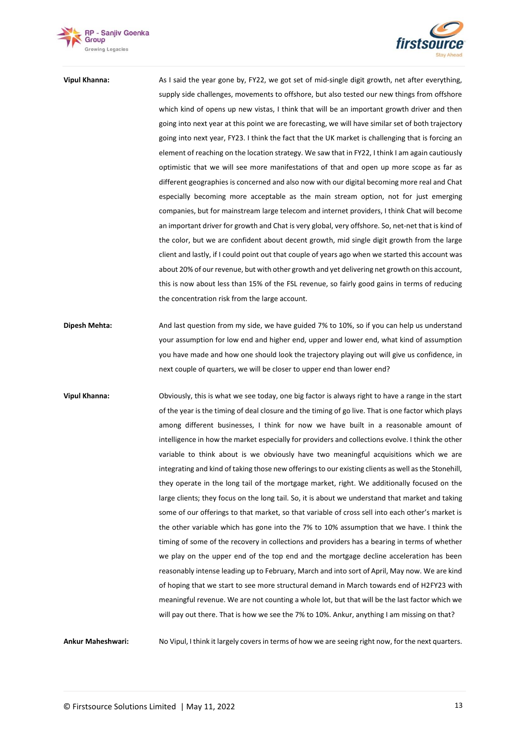**Vipul Khanna:** As I said the year gone by, FY22, we got set of mid-single digit growth, net after everything, supply side challenges, movements to offshore, but also tested our new things from offshore which kind of opens up new vistas, I think that will be an important growth driver and then going into next year at this point we are forecasting, we will have similar set of both trajectory going into next year, FY23. I think the fact that the UK market is challenging that is forcing an element of reaching on the location strategy. We saw that in FY22, I think I am again cautiously optimistic that we will see more manifestations of that and open up more scope as far as different geographies is concerned and also now with our digital becoming more real and Chat especially becoming more acceptable as the main stream option, not for just emerging companies, but for mainstream large telecom and internet providers, I think Chat will become an important driver for growth and Chat is very global, very offshore. So, net-net that is kind of the color, but we are confident about decent growth, mid single digit growth from the large client and lastly, if I could point out that couple of years ago when we started this account was about 20% of our revenue, but with other growth and yet delivering net growth on this account, this is now about less than 15% of the FSL revenue, so fairly good gains in terms of reducing the concentration risk from the large account.

**Dipesh Mehta:** And last question from my side, we have guided 7% to 10%, so if you can help us understand your assumption for low end and higher end, upper and lower end, what kind of assumption you have made and how one should look the trajectory playing out will give us confidence, in next couple of quarters, we will be closer to upper end than lower end?

**Vipul Khanna:** Obviously, this is what we see today, one big factor is always right to have a range in the start of the year is the timing of deal closure and the timing of go live. That is one factor which plays among different businesses, I think for now we have built in a reasonable amount of intelligence in how the market especially for providers and collections evolve. I think the other variable to think about is we obviously have two meaningful acquisitions which we are integrating and kind of taking those new offerings to our existing clients as well as the Stonehill, they operate in the long tail of the mortgage market, right. We additionally focused on the large clients; they focus on the long tail. So, it is about we understand that market and taking some of our offerings to that market, so that variable of cross sell into each other's market is the other variable which has gone into the 7% to 10% assumption that we have. I think the timing of some of the recovery in collections and providers has a bearing in terms of whether we play on the upper end of the top end and the mortgage decline acceleration has been reasonably intense leading up to February, March and into sort of April, May now. We are kind of hoping that we start to see more structural demand in March towards end of H2FY23 with meaningful revenue. We are not counting a whole lot, but that will be the last factor which we will pay out there. That is how we see the 7% to 10%. Ankur, anything I am missing on that?

**Ankur Maheshwari:** No Vipul, I think it largely covers in terms of how we are seeing right now, for the next quarters.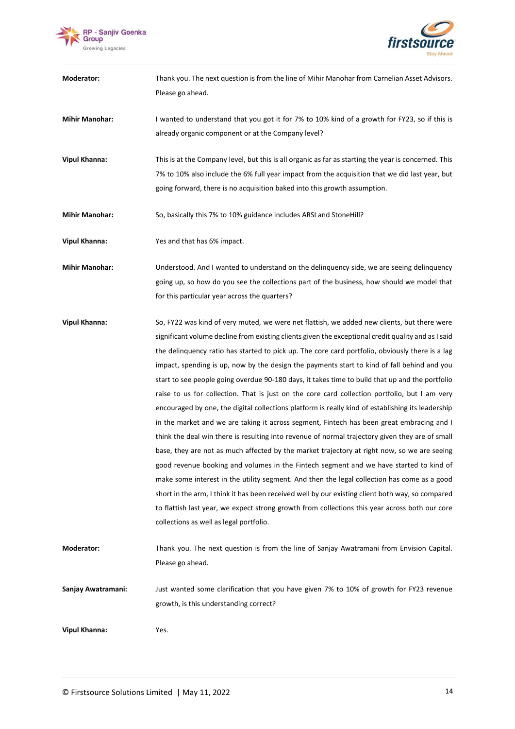**Moderator:** Thank you. The next question is from the line of Mihir Manohar from Carnelian Asset Advisors. Please go ahead.

**Mihir Manohar:** I wanted to understand that you got it for 7% to 10% kind of a growth for FY23, so if this is already organic component or at the Company level?

**Vipul Khanna:** This is at the Company level, but this is all organic as far as starting the year is concerned. This 7% to 10% also include the 6% full year impact from the acquisition that we did last year, but going forward, there is no acquisition baked into this growth assumption.

**Mihir Manohar:** So, basically this 7% to 10% guidance includes ARSI and StoneHill?

**Vipul Khanna:** Yes and that has 6% impact.

**Mihir Manohar:** Understood. And I wanted to understand on the delinquency side, we are seeing delinquency going up, so how do you see the collections part of the business, how should we model that for this particular year across the quarters?

**Vipul Khanna:** So, FY22 was kind of very muted, we were net flattish, we added new clients, but there were significant volume decline from existing clients given the exceptional credit quality and as I said the delinquency ratio has started to pick up. The core card portfolio, obviously there is a lag impact, spending is up, now by the design the payments start to kind of fall behind and you start to see people going overdue 90-180 days, it takes time to build that up and the portfolio raise to us for collection. That is just on the core card collection portfolio, but I am very encouraged by one, the digital collections platform is really kind of establishing its leadership in the market and we are taking it across segment, Fintech has been great embracing and I think the deal win there is resulting into revenue of normal trajectory given they are of small base, they are not as much affected by the market trajectory at right now, so we are seeing good revenue booking and volumes in the Fintech segment and we have started to kind of make some interest in the utility segment. And then the legal collection has come as a good short in the arm, I think it has been received well by our existing client both way, so compared to flattish last year, we expect strong growth from collections this year across both our core collections as well as legal portfolio.

**Moderator:** Thank you. The next question is from the line of Sanjay Awatramani from Envision Capital. Please go ahead.

**Sanjay Awatramani:** Just wanted some clarification that you have given 7% to 10% of growth for FY23 revenue growth, is this understanding correct?

**Vipul Khanna:** Yes.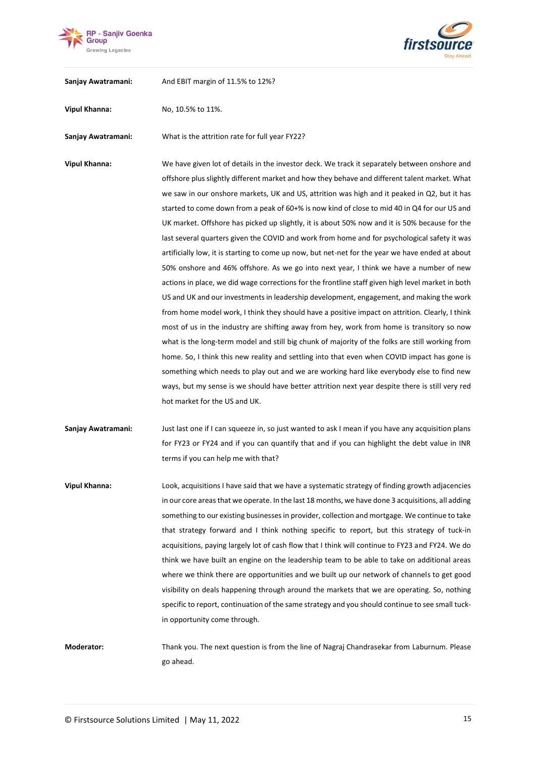**Sanjay Awatramani:** And EBIT margin of 11.5% to 12%?

**Vipul Khanna:** No, 10.5% to 11%.

**Sanjay Awatramani:** What is the attrition rate for full year FY22?

**Vipul Khanna:** We have given lot of details in the investor deck. We track it separately between onshore and offshore plus slightly different market and how they behave and different talent market. What we saw in our onshore markets, UK and US, attrition was high and it peaked in Q2, but it has started to come down from a peak of 60+% is now kind of close to mid 40 in Q4 for our US and UK market. Offshore has picked up slightly, it is about 50% now and it is 50% because for the last several quarters given the COVID and work from home and for psychological safety it was artificially low, it is starting to come up now, but net-net for the year we have ended at about 50% onshore and 46% offshore. As we go into next year, I think we have a number of new actions in place, we did wage corrections for the frontline staff given high level market in both US and UK and our investments in leadership development, engagement, and making the work from home model work, I think they should have a positive impact on attrition. Clearly, I think most of us in the industry are shifting away from hey, work from home is transitory so now what is the long-term model and still big chunk of majority of the folks are still working from home. So, I think this new reality and settling into that even when COVID impact has gone is something which needs to play out and we are working hard like everybody else to find new ways, but my sense is we should have better attrition next year despite there is still very red hot market for the US and UK.

**Sanjay Awatramani:** Just last one if I can squeeze in, so just wanted to ask I mean if you have any acquisition plans for FY23 or FY24 and if you can quantify that and if you can highlight the debt value in INR terms if you can help me with that?

**Vipul Khanna:** Look, acquisitions I have said that we have a systematic strategy of finding growth adjacencies in our core areas that we operate. In the last 18 months, we have done 3 acquisitions, all adding something to our existing businesses in provider, collection and mortgage. We continue to take that strategy forward and I think nothing specific to report, but this strategy of tuck-in acquisitions, paying largely lot of cash flow that I think will continue to FY23 and FY24. We do think we have built an engine on the leadership team to be able to take on additional areas where we think there are opportunities and we built up our network of channels to get good visibility on deals happening through around the markets that we are operating. So, nothing specific to report, continuation of the same strategy and you should continue to see small tuck-in opportunity come through.

**Moderator:** Thank you. The next question is from the line of Nagraj Chandrasekar from Laburnum. Please go ahead.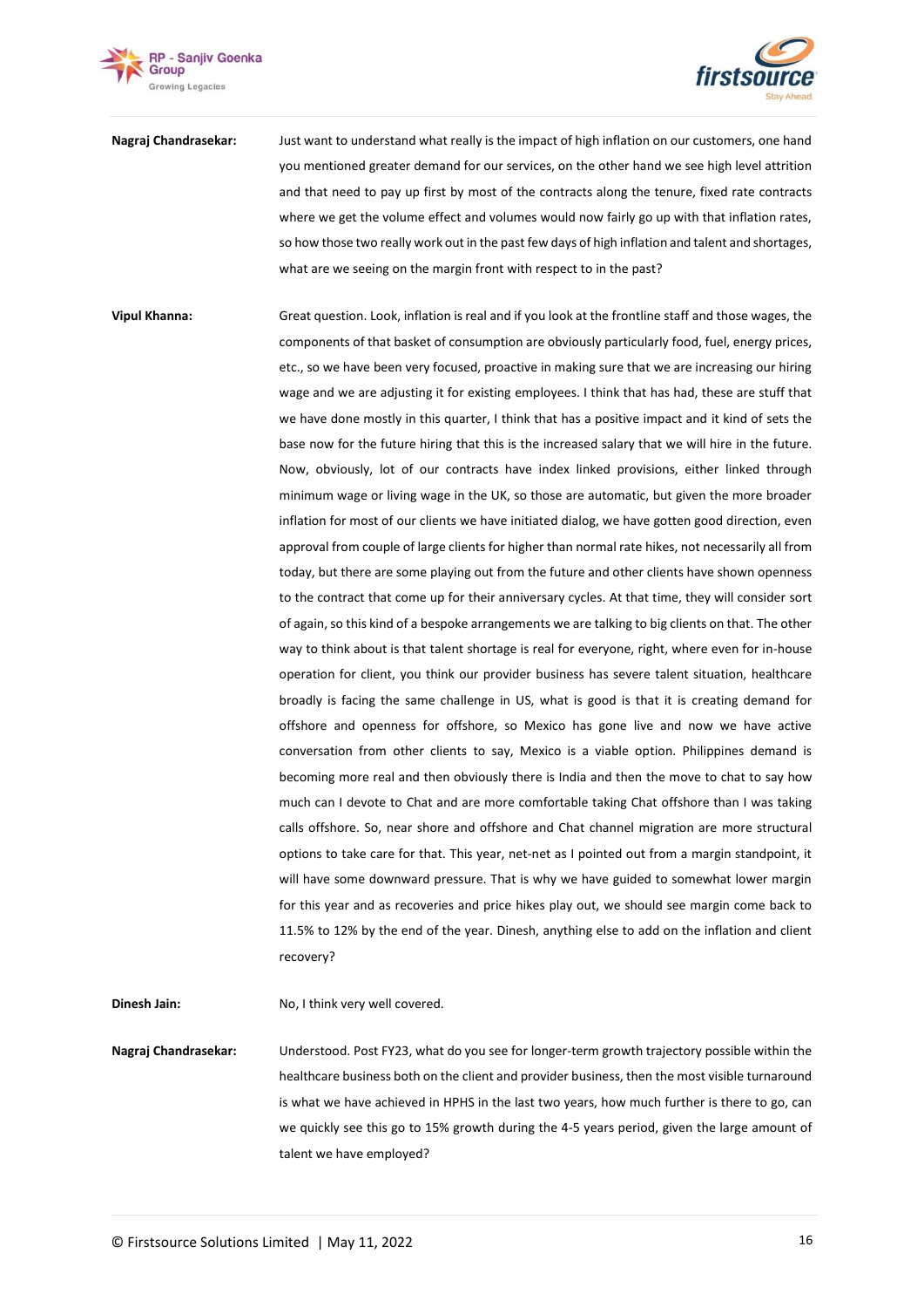**Nagraj Chandrasekar:** Just want to understand what really is the impact of high inflation on our customers, one hand you mentioned greater demand for our services, on the other hand we see high level attrition and that need to pay up first by most of the contracts along the tenure, fixed rate contracts where we get the volume effect and volumes would now fairly go up with that inflation rates, so how those two really work out in the past few days of high inflation and talent and shortages, what are we seeing on the margin front with respect to in the past?

**Vipul Khanna:** Great question. Look, inflation is real and if you look at the frontline staff and those wages, the components of that basket of consumption are obviously particularly food, fuel, energy prices, etc., so we have been very focused, proactive in making sure that we are increasing our hiring wage and we are adjusting it for existing employees. I think that has had, these are stuff that we have done mostly in this quarter, I think that has a positive impact and it kind of sets the base now for the future hiring that this is the increased salary that we will hire in the future. Now, obviously, lot of our contracts have index linked provisions, either linked through minimum wage or living wage in the UK, so those are automatic, but given the more broader inflation for most of our clients we have initiated dialog, we have gotten good direction, even approval from couple of large clients for higher than normal rate hikes, not necessarily all from today, but there are some playing out from the future and other clients have shown openness to the contract that come up for their anniversary cycles. At that time, they will consider sort of again, so this kind of a bespoke arrangements we are talking to big clients on that. The other way to think about is that talent shortage is real for everyone, right, where even for in-house operation for client, you think our provider business has severe talent situation, healthcare broadly is facing the same challenge in US, what is good is that it is creating demand for offshore and openness for offshore, so Mexico has gone live and now we have active conversation from other clients to say, Mexico is a viable option. Philippines demand is becoming more real and then obviously there is India and then the move to chat to say how much can I devote to Chat and are more comfortable taking Chat offshore than I was taking calls offshore. So, near shore and offshore and Chat channel migration are more structural options to take care for that. This year, net-net as I pointed out from a margin standpoint, it will have some downward pressure. That is why we have guided to somewhat lower margin for this year and as recoveries and price hikes play out, we should see margin come back to 11.5% to 12% by the end of the year. Dinesh, anything else to add on the inflation and client recovery?

**Dinesh Jain:** No, I think very well covered.

**Nagraj Chandrasekar:** Understood. Post FY23, what do you see for longer-term growth trajectory possible within the healthcare business both on the client and provider business, then the most visible turnaround is what we have achieved in HPHS in the last two years, how much further is there to go, can we quickly see this go to 15% growth during the 4-5 years period, given the large amount of talent we have employed?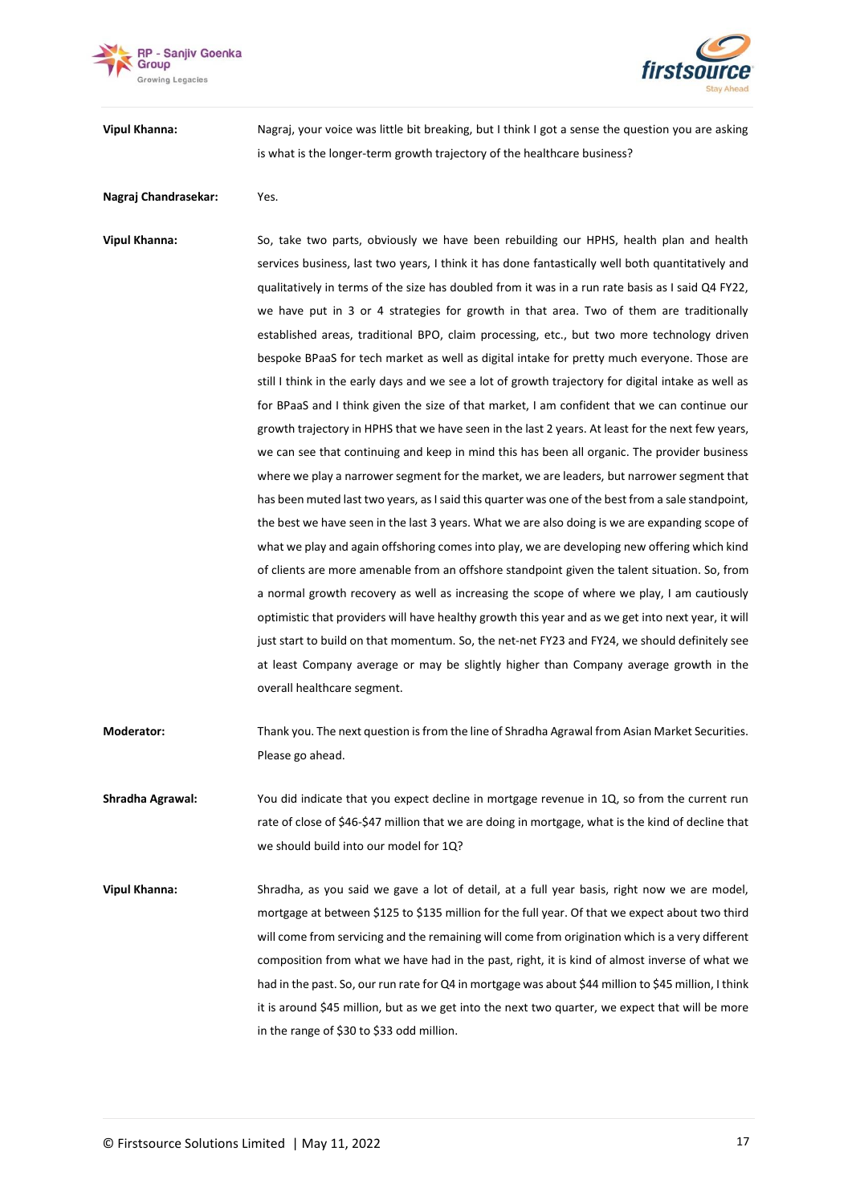**Vipul Khanna:** Nagraj, your voice was little bit breaking, but I think I got a sense the question you are asking is what is the longer-term growth trajectory of the healthcare business?

**Nagraj Chandrasekar:** Yes.

**Vipul Khanna:** So, take two parts, obviously we have been rebuilding our HPHS, health plan and health services business, last two years, I think it has done fantastically well both quantitatively and qualitatively in terms of the size has doubled from it was in a run rate basis as I said Q4 FY22, we have put in 3 or 4 strategies for growth in that area. Two of them are traditionally established areas, traditional BPO, claim processing, etc., but two more technology driven bespoke BPaaS for tech market as well as digital intake for pretty much everyone. Those are still I think in the early days and we see a lot of growth trajectory for digital intake as well as for BPaaS and I think given the size of that market, I am confident that we can continue our growth trajectory in HPHS that we have seen in the last 2 years. At least for the next few years, we can see that continuing and keep in mind this has been all organic. The provider business where we play a narrower segment for the market, we are leaders, but narrower segment that has been muted last two years, as I said this quarter was one of the best from a sale standpoint, the best we have seen in the last 3 years. What we are also doing is we are expanding scope of what we play and again offshoring comes into play, we are developing new offering which kind of clients are more amenable from an offshore standpoint given the talent situation. So, from a normal growth recovery as well as increasing the scope of where we play, I am cautiously optimistic that providers will have healthy growth this year and as we get into next year, it will just start to build on that momentum. So, the net-net FY23 and FY24, we should definitely see at least Company average or may be slightly higher than Company average growth in the overall healthcare segment.

**Moderator:** Thank you. The next question is from the line of Shradha Agrawal from Asian Market Securities. Please go ahead.

**Shradha Agrawal:** You did indicate that you expect decline in mortgage revenue in 1Q, so from the current run rate of close of $46-$47 million that we are doing in mortgage, what is the kind of decline that we should build into our model for 1Q?

**Vipul Khanna:** Shradha, as you said we gave a lot of detail, at a full year basis, right now we are model, mortgage at between $125 to $135 million for the full year. Of that we expect about two third will come from servicing and the remaining will come from origination which is a very different composition from what we have had in the past, right, it is kind of almost inverse of what we had in the past. So, our run rate for Q4 in mortgage was about $44 million to $45 million, I think it is around $45 million, but as we get into the next two quarter, we expect that will be more in the range of $30 to $33 odd million.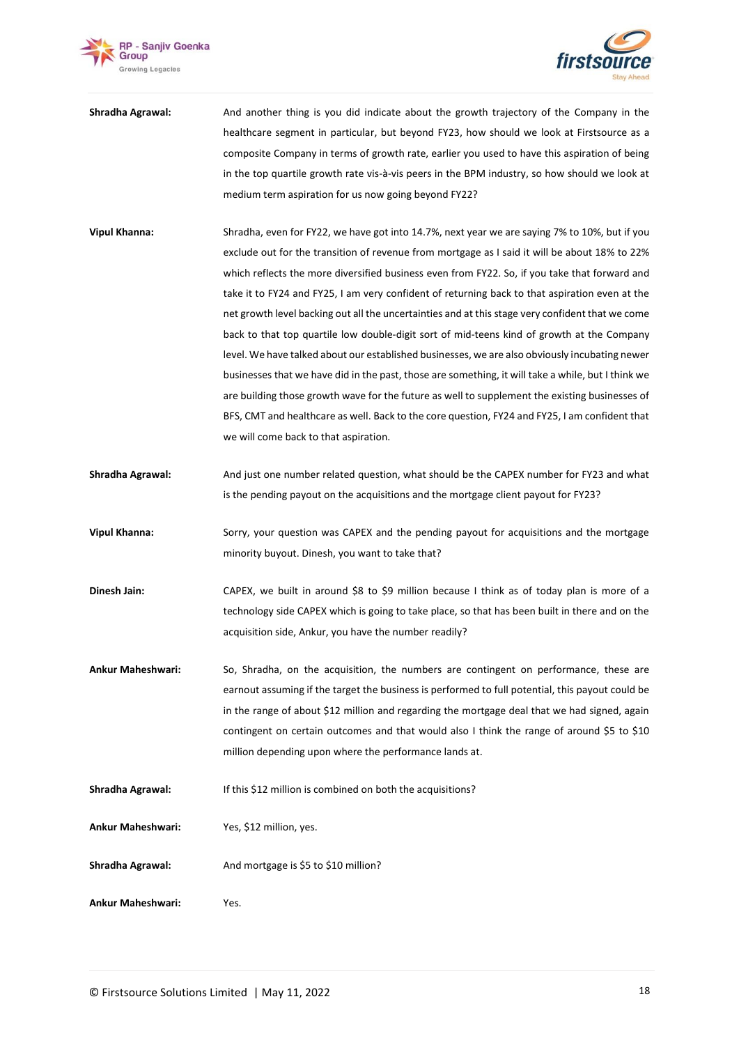**Shradha Agrawal:** And another thing is you did indicate about the growth trajectory of the Company in the healthcare segment in particular, but beyond FY23, how should we look at Firstsource as a composite Company in terms of growth rate, earlier you used to have this aspiration of being in the top quartile growth rate vis-à-vis peers in the BPM industry, so how should we look at medium term aspiration for us now going beyond FY22?

**Vipul Khanna:** Shradha, even for FY22, we have got into 14.7%, next year we are saying 7% to 10%, but if you exclude out for the transition of revenue from mortgage as I said it will be about 18% to 22% which reflects the more diversified business even from FY22. So, if you take that forward and take it to FY24 and FY25, I am very confident of returning back to that aspiration even at the net growth level backing out all the uncertainties and at this stage very confident that we come back to that top quartile low double-digit sort of mid-teens kind of growth at the Company level. We have talked about our established businesses, we are also obviously incubating newer businesses that we have did in the past, those are something, it will take a while, but I think we are building those growth wave for the future as well to supplement the existing businesses of BFS, CMT and healthcare as well. Back to the core question, FY24 and FY25, I am confident that we will come back to that aspiration.

**Shradha Agrawal:** And just one number related question, what should be the CAPEX number for FY23 and what is the pending payout on the acquisitions and the mortgage client payout for FY23?

**Vipul Khanna:** Sorry, your question was CAPEX and the pending payout for acquisitions and the mortgage minority buyout. Dinesh, you want to take that?

**Dinesh Jain:** CAPEX, we built in around $8 to $9 million because I think as of today plan is more of a technology side CAPEX which is going to take place, so that has been built in there and on the acquisition side, Ankur, you have the number readily?

**Ankur Maheshwari:** So, Shradha, on the acquisition, the numbers are contingent on performance, these are earnout assuming if the target the business is performed to full potential, this payout could be in the range of about $12 million and regarding the mortgage deal that we had signed, again contingent on certain outcomes and that would also I think the range of around $5 to $10 million depending upon where the performance lands at.

**Shradha Agrawal:** If this $12 million is combined on both the acquisitions?

**Ankur Maheshwari:** Yes, $12 million, yes.

**Shradha Agrawal:** And mortgage is $5 to $10 million?

**Ankur Maheshwari:** Yes.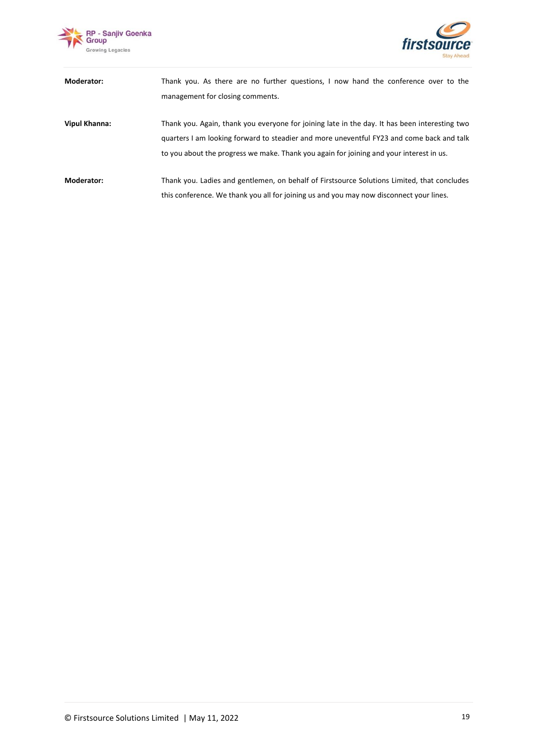**Moderator:** Thank you. As there are no further questions, I now hand the conference over to the management for closing comments.

**Vipul Khanna:** Thank you. Again, thank you everyone for joining late in the day. It has been interesting two quarters I am looking forward to steadier and more uneventful FY23 and come back and talk to you about the progress we make. Thank you again for joining and your interest in us.

**Moderator:** Thank you. Ladies and gentlemen, on behalf of Firstsource Solutions Limited, that concludes this conference. We thank you all for joining us and you may now disconnect your lines.